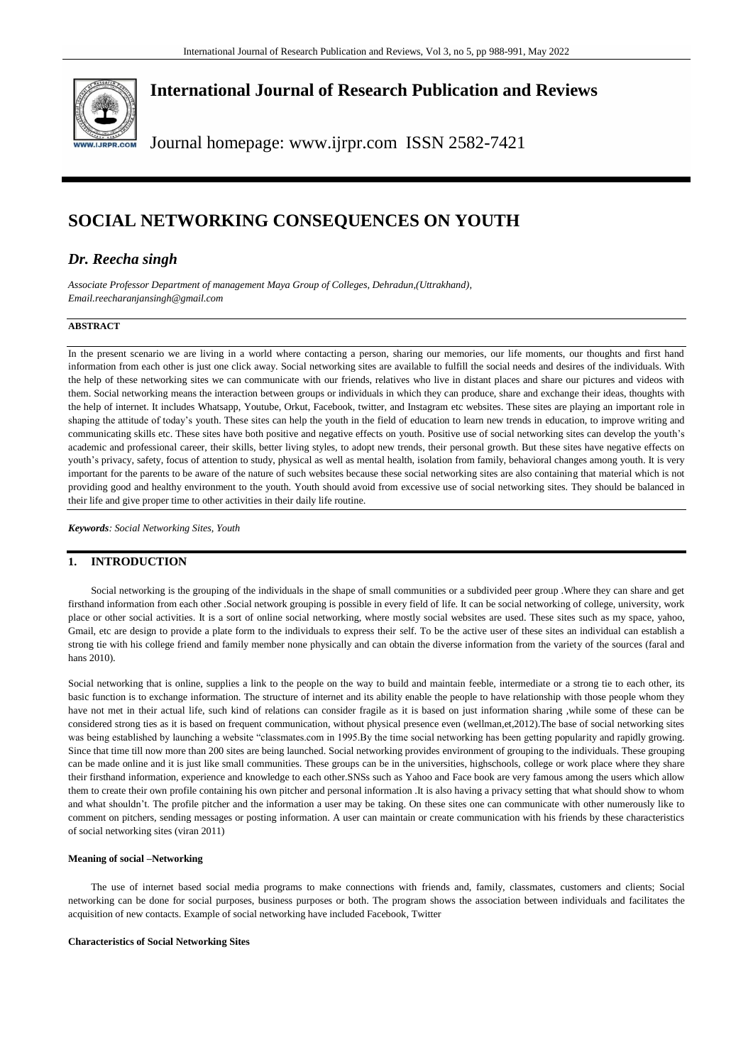# International Journal of Research Publication and Reviews

Journal homepage: www.ijrpr.com ISSN 2582-7421

# SOCIAL NETWORKING CONSEQUENCES ON YOUTH

## *Dr. Reecha singh*

*Associate Professor Department of management Maya Group of Colleges, Dehradun,(Uttrakhand), Email.reecharanjansingh@gmail.com*

**ABSTRACT**

In the present scenario we are living in a world where contacting a person, sharing our memories, our life moments, our thoughts and first hand information from each other is just one click away. Social networking sites are available to fulfill the social needs and desires of the individuals. With the help of these networking sites we can communicate with our friends, relatives who live in distant places and share our pictures and videos with them. Social networking means the interaction between groups or individuals in which they can produce, share and exchange their ideas, thoughts with the help of internet. It includes Whatsapp, Youtube, Orkut, Facebook, twitter, and Instagram etc websites. These sites are playing an important role in shaping the attitude of today's youth. These sites can help the youth in the field of education to learn new trends in education, to improve writing and communicating skills etc. These sites have both positive and negative effects on youth. Positive use of social networking sites can develop the youth's academic and professional career, their skills, better living styles, to adopt new trends, their personal growth. But these sites have negative effects on youth's privacy, safety, focus of attention to study, physical as well as mental health, isolation from family, behavioral changes among youth. It is very important for the parents to be aware of the nature of such websites because these social networking sites are also containing that material which is not providing good and healthy environment to the youth. Youth should avoid from excessive use of social networking sites. They should be balanced in their life and give proper time to other activities in their daily life routine.

***Keywords**: Social Networking Sites, Youth*

## 1. INTRODUCTION

Social networking is the grouping of the individuals in the shape of small communities or a subdivided peer group .Where they can share and get firsthand information from each other .Social network grouping is possible in every field of life. It can be social networking of college, university, work place or other social activities. It is a sort of online social networking, where mostly social websites are used. These sites such as my space, yahoo, Gmail, etc are design to provide a plate form to the individuals to express their self. To be the active user of these sites an individual can establish a strong tie with his college friend and family member none physically and can obtain the diverse information from the variety of the sources (faral and hans 2010).

Social networking that is online, supplies a link to the people on the way to build and maintain feeble, intermediate or a strong tie to each other, its basic function is to exchange information. The structure of internet and its ability enable the people to have relationship with those people whom they have not met in their actual life, such kind of relations can consider fragile as it is based on just information sharing ,while some of these can be considered strong ties as it is based on frequent communication, without physical presence even (wellman,et,2012).The base of social networking sites was being established by launching a website "classmates.com in 1995.By the time social networking has been getting popularity and rapidly growing. Since that time till now more than 200 sites are being launched. Social networking provides environment of grouping to the individuals. These grouping can be made online and it is just like small communities. These groups can be in the universities, highschools, college or work place where they share their firsthand information, experience and knowledge to each other.SNSs such as Yahoo and Face book are very famous among the users which allow them to create their own profile containing his own pitcher and personal information .It is also having a privacy setting that what should show to whom and what shouldn't. The profile pitcher and the information a user may be taking. On these sites one can communicate with other numerously like to comment on pitchers, sending messages or posting information. A user can maintain or create communication with his friends by these characteristics of social networking sites (viran 2011)

#### Meaning of social –Networking

The use of internet based social media programs to make connections with friends and, family, classmates, customers and clients; Social networking can be done for social purposes, business purposes or both. The program shows the association between individuals and facilitates the acquisition of new contacts. Example of social networking have included Facebook, Twitter

#### Characteristics of Social Networking Sites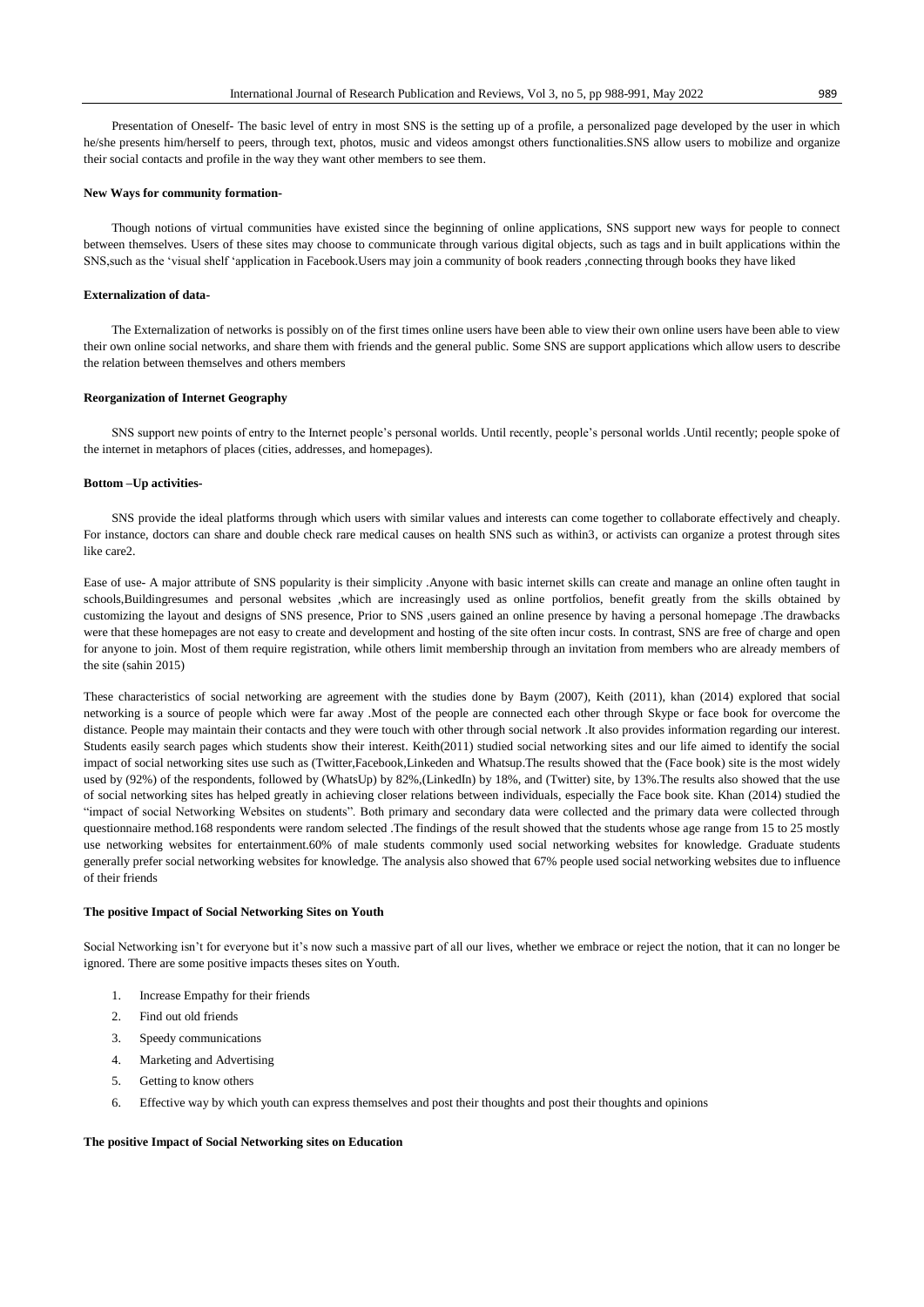Presentation of Oneself- The basic level of entry in most SNS is the setting up of a profile, a personalized page developed by the user in which he/she presents him/herself to peers, through text, photos, music and videos amongst others functionalities.SNS allow users to mobilize and organize their social contacts and profile in the way they want other members to see them.

**New Ways for community formation-**

Though notions of virtual communities have existed since the beginning of online applications, SNS support new ways for people to connect between themselves. Users of these sites may choose to communicate through various digital objects, such as tags and in built applications within the SNS,such as the 'visual shelf 'application in Facebook.Users may join a community of book readers ,connecting through books they have liked

**Externalization of data-**

The Externalization of networks is possibly on of the first times online users have been able to view their own online users have been able to view their own online social networks, and share them with friends and the general public. Some SNS are support applications which allow users to describe the relation between themselves and others members

**Reorganization of Internet Geography**

SNS support new points of entry to the Internet people's personal worlds. Until recently, people's personal worlds .Until recently; people spoke of the internet in metaphors of places (cities, addresses, and homepages).

**Bottom –Up activities-**

SNS provide the ideal platforms through which users with similar values and interests can come together to collaborate effectively and cheaply. For instance, doctors can share and double check rare medical causes on health SNS such as within3, or activists can organize a protest through sites like care2.

Ease of use- A major attribute of SNS popularity is their simplicity .Anyone with basic internet skills can create and manage an online often taught in schools,Buildingresumes and personal websites ,which are increasingly used as online portfolios, benefit greatly from the skills obtained by customizing the layout and designs of SNS presence, Prior to SNS ,users gained an online presence by having a personal homepage .The drawbacks were that these homepages are not easy to create and development and hosting of the site often incur costs. In contrast, SNS are free of charge and open for anyone to join. Most of them require registration, while others limit membership through an invitation from members who are already members of the site (sahin 2015)

These characteristics of social networking are agreement with the studies done by Baym (2007), Keith (2011), khan (2014) explored that social networking is a source of people which were far away .Most of the people are connected each other through Skype or face book for overcome the distance. People may maintain their contacts and they were touch with other through social network .It also provides information regarding our interest. Students easily search pages which students show their interest. Keith(2011) studied social networking sites and our life aimed to identify the social impact of social networking sites use such as (Twitter,Facebook,Linkeden and Whatsup.The results showed that the (Face book) site is the most widely used by (92%) of the respondents, followed by (WhatsUp) by 82%,(LinkedIn) by 18%, and (Twitter) site, by 13%.The results also showed that the use of social networking sites has helped greatly in achieving closer relations between individuals, especially the Face book site. Khan (2014) studied the "impact of social Networking Websites on students". Both primary and secondary data were collected and the primary data were collected through questionnaire method.168 respondents were random selected .The findings of the result showed that the students whose age range from 15 to 25 mostly use networking websites for entertainment.60% of male students commonly used social networking websites for knowledge. Graduate students generally prefer social networking websites for knowledge. The analysis also showed that 67% people used social networking websites due to influence of their friends

**The positive Impact of Social Networking Sites on Youth**

Social Networking isn't for everyone but it's now such a massive part of all our lives, whether we embrace or reject the notion, that it can no longer be ignored. There are some positive impacts theses sites on Youth.

1. Increase Empathy for their friends
2. Find out old friends
3. Speedy communications
4. Marketing and Advertising
5. Getting to know others
6. Effective way by which youth can express themselves and post their thoughts and post their thoughts and opinions

**The positive Impact of Social Networking sites on Education**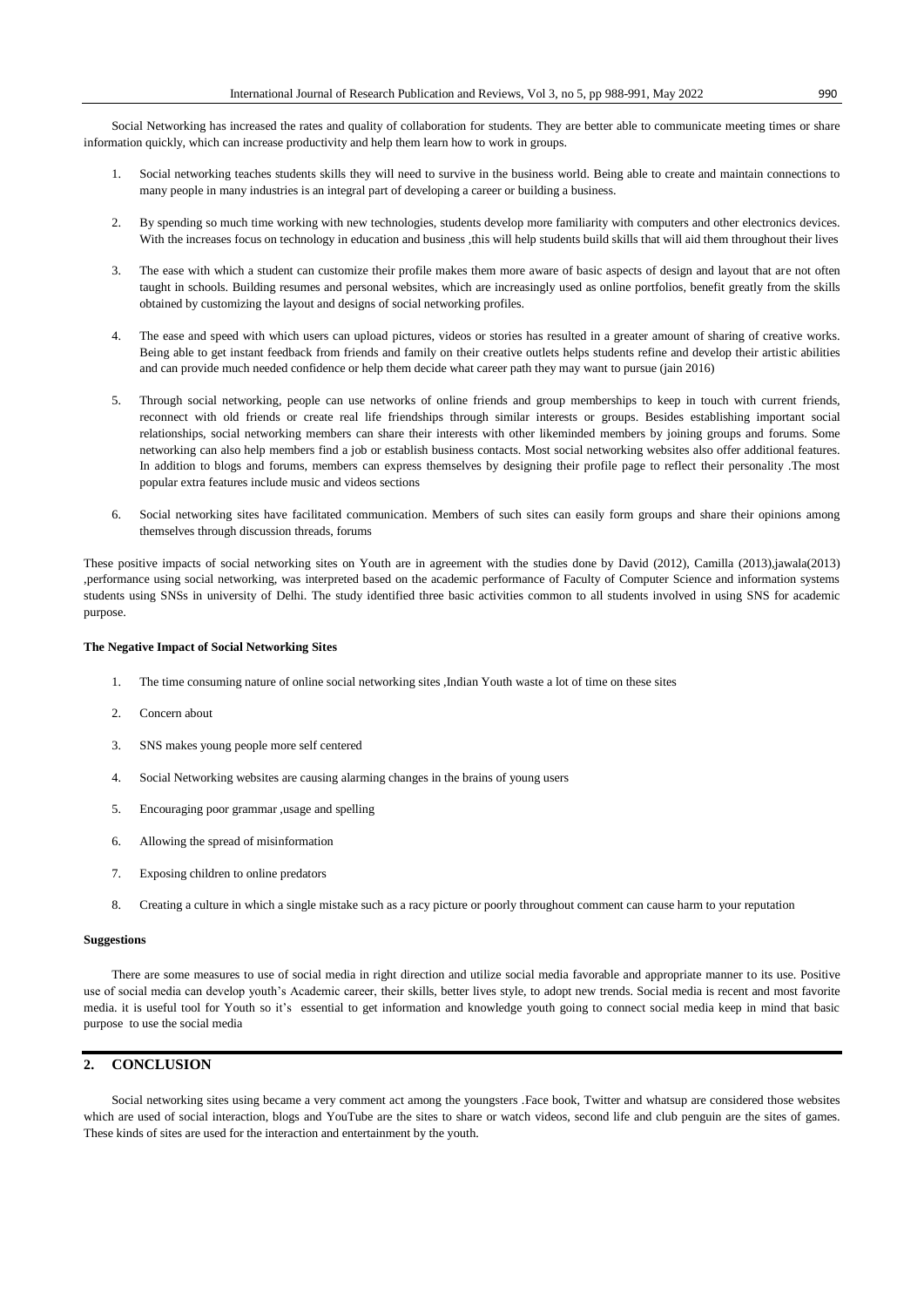Social Networking has increased the rates and quality of collaboration for students. They are better able to communicate meeting times or share information quickly, which can increase productivity and help them learn how to work in groups.

1. Social networking teaches students skills they will need to survive in the business world. Being able to create and maintain connections to many people in many industries is an integral part of developing a career or building a business.

2. By spending so much time working with new technologies, students develop more familiarity with computers and other electronics devices. With the increases focus on technology in education and business ,this will help students build skills that will aid them throughout their lives

3. The ease with which a student can customize their profile makes them more aware of basic aspects of design and layout that are not often taught in schools. Building resumes and personal websites, which are increasingly used as online portfolios, benefit greatly from the skills obtained by customizing the layout and designs of social networking profiles.

4. The ease and speed with which users can upload pictures, videos or stories has resulted in a greater amount of sharing of creative works. Being able to get instant feedback from friends and family on their creative outlets helps students refine and develop their artistic abilities and can provide much needed confidence or help them decide what career path they may want to pursue (jain 2016)

5. Through social networking, people can use networks of online friends and group memberships to keep in touch with current friends, reconnect with old friends or create real life friendships through similar interests or groups. Besides establishing important social relationships, social networking members can share their interests with other likeminded members by joining groups and forums. Some networking can also help members find a job or establish business contacts. Most social networking websites also offer additional features. In addition to blogs and forums, members can express themselves by designing their profile page to reflect their personality .The most popular extra features include music and videos sections

6. Social networking sites have facilitated communication. Members of such sites can easily form groups and share their opinions among themselves through discussion threads, forums

These positive impacts of social networking sites on Youth are in agreement with the studies done by David (2012), Camilla (2013),jawala(2013) ,performance using social networking, was interpreted based on the academic performance of Faculty of Computer Science and information systems students using SNSs in university of Delhi. The study identified three basic activities common to all students involved in using SNS for academic purpose.

**The Negative Impact of Social Networking Sites**

1. The time consuming nature of online social networking sites ,Indian Youth waste a lot of time on these sites

2. Concern about

3. SNS makes young people more self centered

4. Social Networking websites are causing alarming changes in the brains of young users

5. Encouraging poor grammar ,usage and spelling

6. Allowing the spread of misinformation

7. Exposing children to online predators

8. Creating a culture in which a single mistake such as a racy picture or poorly throughout comment can cause harm to your reputation

**Suggestions**

There are some measures to use of social media in right direction and utilize social media favorable and appropriate manner to its use. Positive use of social media can develop youth's Academic career, their skills, better lives style, to adopt new trends. Social media is recent and most favorite media. it is useful tool for Youth so it's essential to get information and knowledge youth going to connect social media keep in mind that basic purpose to use the social media

## 2. CONCLUSION

Social networking sites using became a very comment act among the youngsters .Face book, Twitter and whatsup are considered those websites which are used of social interaction, blogs and YouTube are the sites to share or watch videos, second life and club penguin are the sites of games. These kinds of sites are used for the interaction and entertainment by the youth.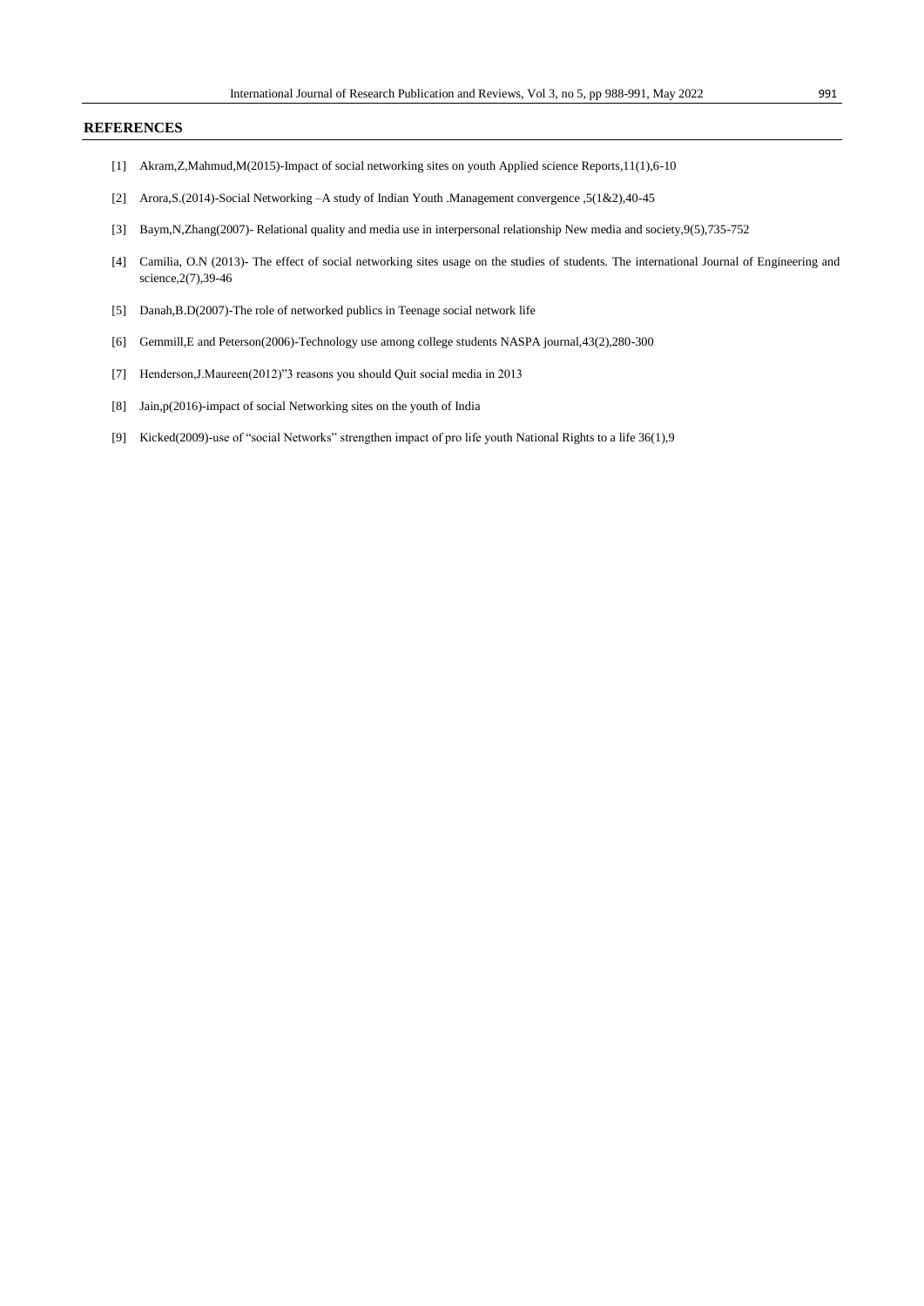## REFERENCES

[1] Akram,Z,Mahmud,M(2015)-Impact of social networking sites on youth Applied science Reports,11(1),6-10

[2] Arora,S.(2014)-Social Networking –A study of Indian Youth .Management convergence ,5(1&2),40-45

[3] Baym,N,Zhang(2007)- Relational quality and media use in interpersonal relationship New media and society,9(5),735-752

[4] Camilia, O.N (2013)- The effect of social networking sites usage on the studies of students. The international Journal of Engineering and science,2(7),39-46

[5] Danah,B.D(2007)-The role of networked publics in Teenage social network life

[6] Gemmill,E and Peterson(2006)-Technology use among college students NASPA journal,43(2),280-300

[7] Henderson,J.Maureen(2012)"3 reasons you should Quit social media in 2013

[8] Jain,p(2016)-impact of social Networking sites on the youth of India

[9] Kicked(2009)-use of "social Networks" strengthen impact of pro life youth National Rights to a life 36(1),9